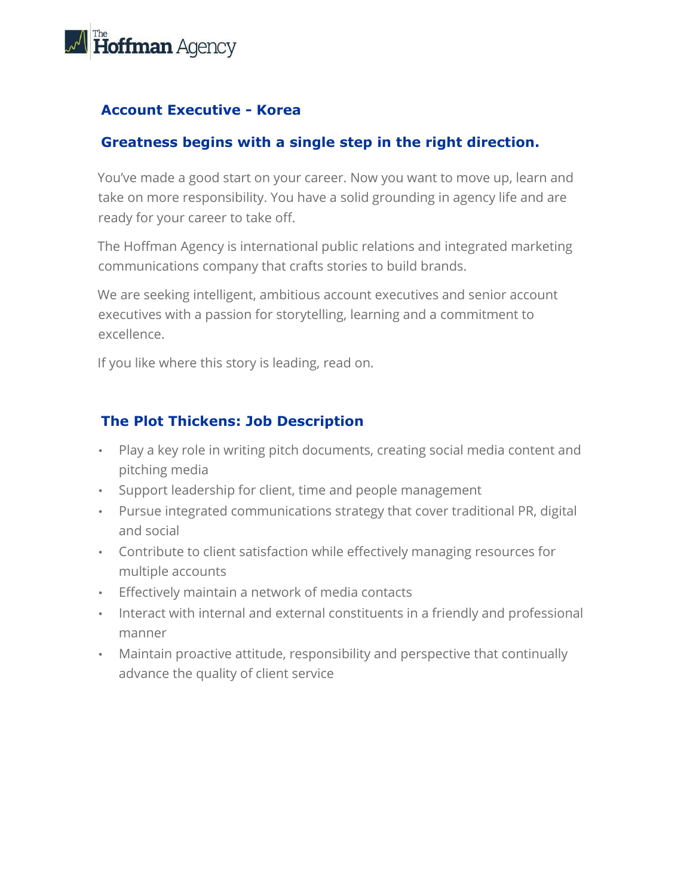## Account Executive - Korea

### Greatness begins with a single step in the right direction.

You've made a good start on your career. Now you want to move up, learn and take on more responsibility. You have a solid grounding in agency life and are ready for your career to take off.

The Hoffman Agency is international public relations and integrated marketing communications company that crafts stories to build brands.

We are seeking intelligent, ambitious account executives and senior account executives with a passion for storytelling, learning and a commitment to excellence.

If you like where this story is leading, read on.

### The Plot Thickens: Job Description

- Play a key role in writing pitch documents, creating social media content and pitching media
- Support leadership for client, time and people management
- Pursue integrated communications strategy that cover traditional PR, digital and social
- Contribute to client satisfaction while effectively managing resources for multiple accounts
- Effectively maintain a network of media contacts
- Interact with internal and external constituents in a friendly and professional manner
- Maintain proactive attitude, responsibility and perspective that continually advance the quality of client service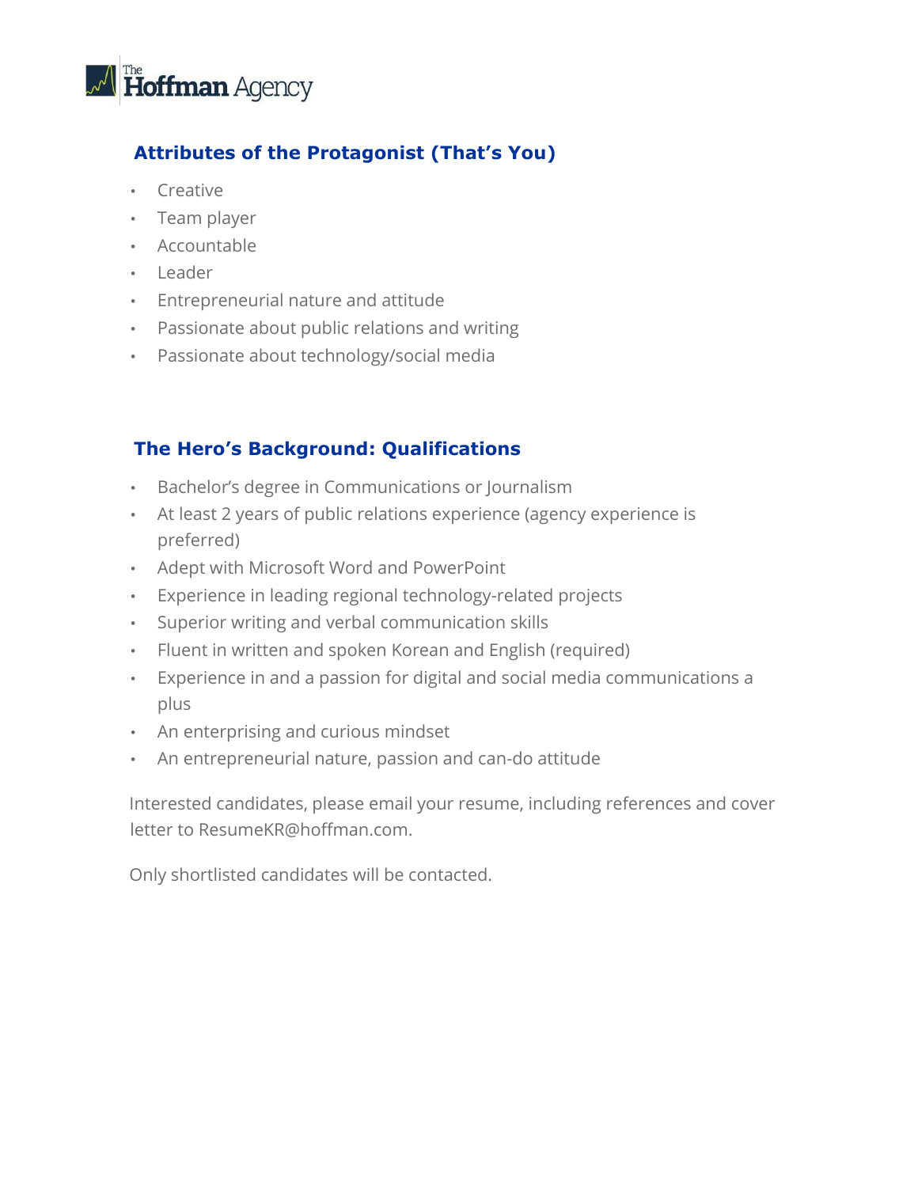## Attributes of the Protagonist (That's You)

- Creative
- Team player
- Accountable
- Leader
- Entrepreneurial nature and attitude
- Passionate about public relations and writing
- Passionate about technology/social media

## The Hero's Background: Qualifications

- Bachelor's degree in Communications or Journalism
- At least 2 years of public relations experience (agency experience is preferred)
- Adept with Microsoft Word and PowerPoint
- Experience in leading regional technology-related projects
- Superior writing and verbal communication skills
- Fluent in written and spoken Korean and English (required)
- Experience in and a passion for digital and social media communications a plus
- An enterprising and curious mindset
- An entrepreneurial nature, passion and can-do attitude

Interested candidates, please email your resume, including references and cover letter to ResumeKR@hoffman.com.

Only shortlisted candidates will be contacted.